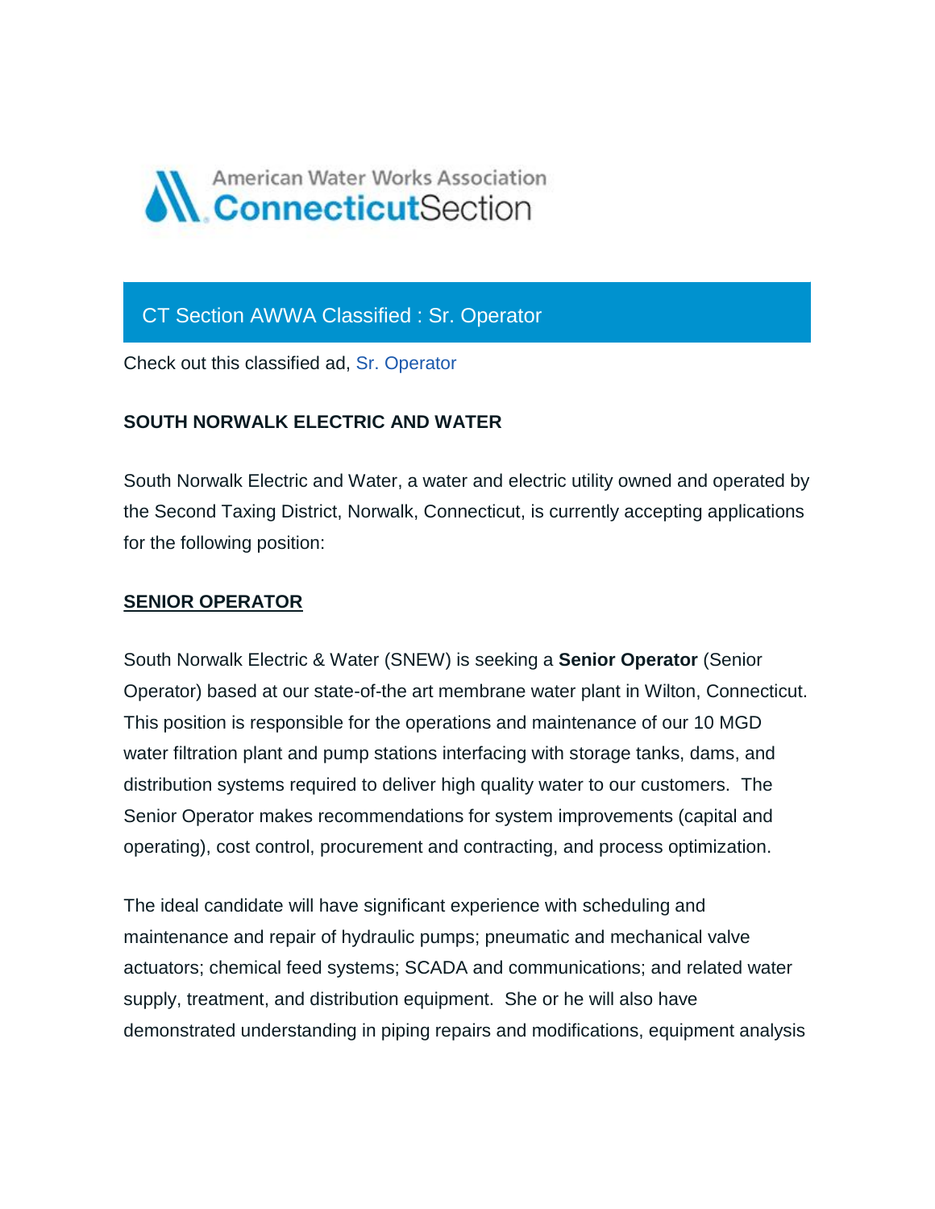American Water Works Association **Connecticut**Section

## CT Section AWWA Classified : Sr. Operator

Check out this classified ad, Sr. Operator

**SOUTH NORWALK ELECTRIC AND WATER**

South Norwalk Electric and Water, a water and electric utility owned and operated by the Second Taxing District, Norwalk, Connecticut, is currently accepting applications for the following position:

**SENIOR OPERATOR**

South Norwalk Electric & Water (SNEW) is seeking a **Senior Operator** (Senior Operator) based at our state-of-the art membrane water plant in Wilton, Connecticut. This position is responsible for the operations and maintenance of our 10 MGD water filtration plant and pump stations interfacing with storage tanks, dams, and distribution systems required to deliver high quality water to our customers. The Senior Operator makes recommendations for system improvements (capital and operating), cost control, procurement and contracting, and process optimization.

The ideal candidate will have significant experience with scheduling and maintenance and repair of hydraulic pumps; pneumatic and mechanical valve actuators; chemical feed systems; SCADA and communications; and related water supply, treatment, and distribution equipment. She or he will also have demonstrated understanding in piping repairs and modifications, equipment analysis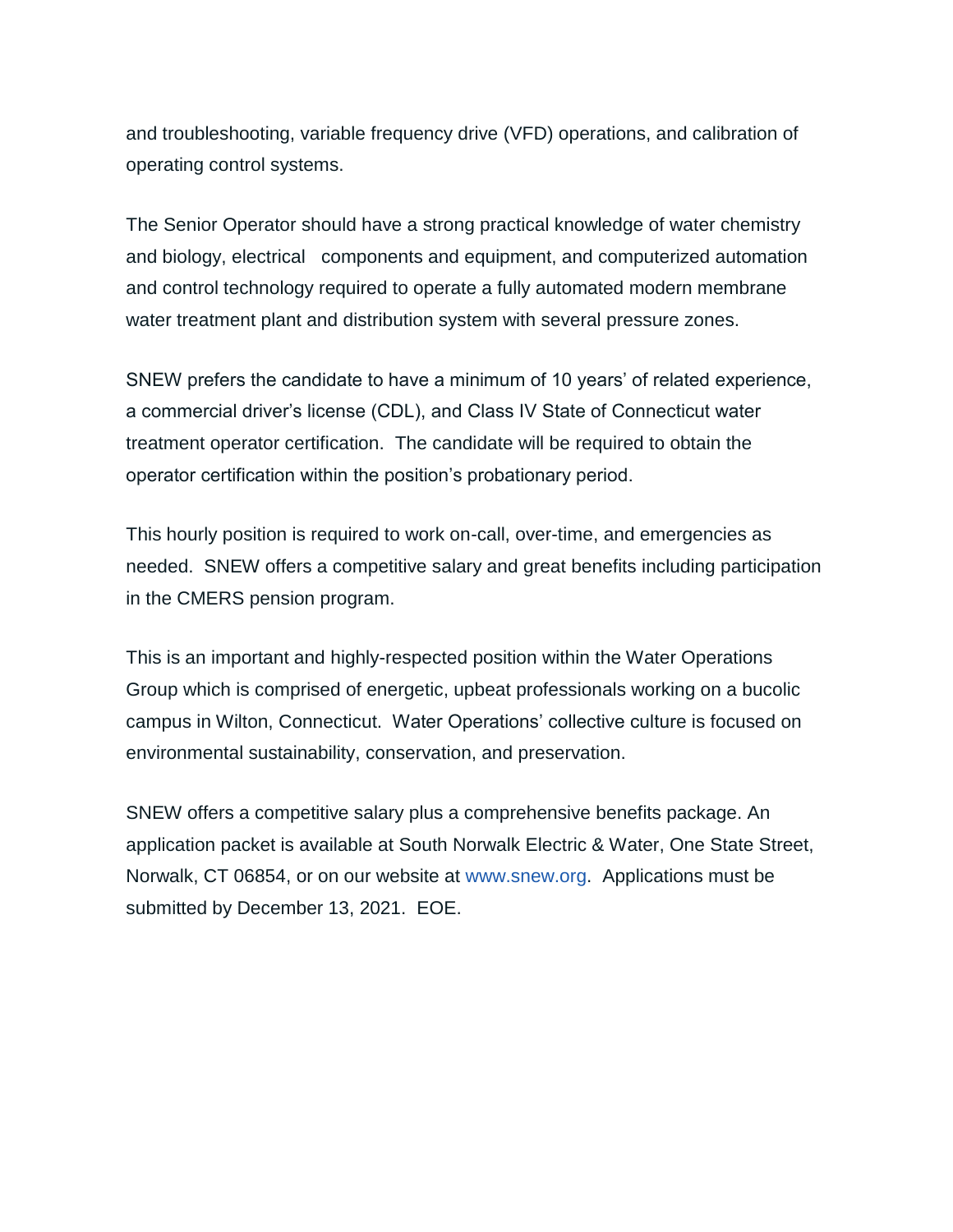and troubleshooting, variable frequency drive (VFD) operations, and calibration of operating control systems.

The Senior Operator should have a strong practical knowledge of water chemistry and biology, electrical components and equipment, and computerized automation and control technology required to operate a fully automated modern membrane water treatment plant and distribution system with several pressure zones.

SNEW prefers the candidate to have a minimum of 10 years' of related experience, a commercial driver's license (CDL), and Class IV State of Connecticut water treatment operator certification. The candidate will be required to obtain the operator certification within the position's probationary period.

This hourly position is required to work on-call, over-time, and emergencies as needed. SNEW offers a competitive salary and great benefits including participation in the CMERS pension program.

This is an important and highly-respected position within the Water Operations Group which is comprised of energetic, upbeat professionals working on a bucolic campus in Wilton, Connecticut. Water Operations' collective culture is focused on environmental sustainability, conservation, and preservation.

SNEW offers a competitive salary plus a comprehensive benefits package. An application packet is available at South Norwalk Electric & Water, One State Street, Norwalk, CT 06854, or on our website at www.snew.org. Applications must be submitted by December 13, 2021. EOE.